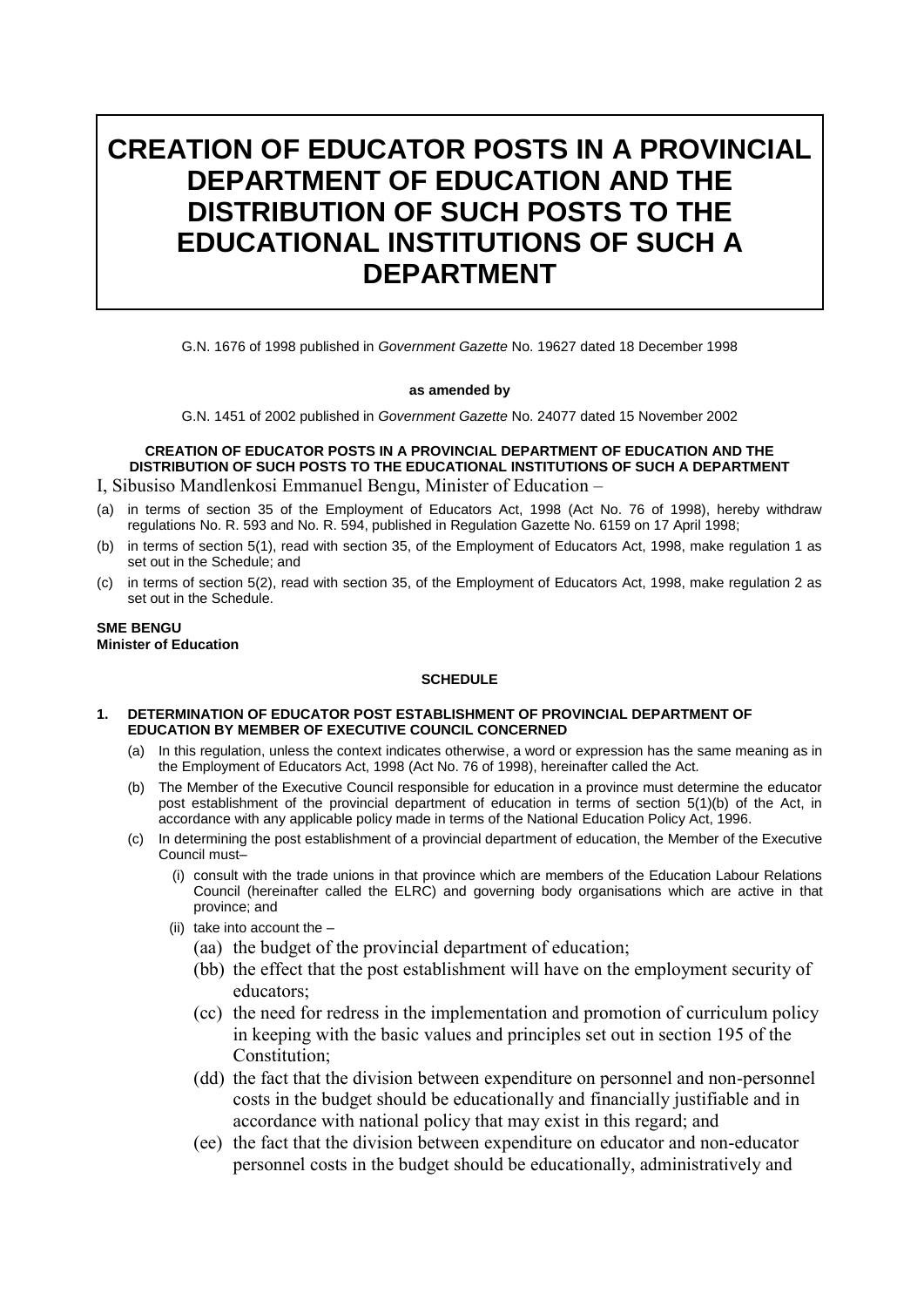# CREATION OF EDUCATOR POSTS IN A PROVINCIAL DEPARTMENT OF EDUCATION AND THE DISTRIBUTION OF SUCH POSTS TO THE EDUCATIONAL INSTITUTIONS OF SUCH A DEPARTMENT

G.N. 1676 of 1998 published in *Government Gazette* No. 19627 dated 18 December 1998

**as amended by**

G.N. 1451 of 2002 published in *Government Gazette* No. 24077 dated 15 November 2002

**CREATION OF EDUCATOR POSTS IN A PROVINCIAL DEPARTMENT OF EDUCATION AND THE DISTRIBUTION OF SUCH POSTS TO THE EDUCATIONAL INSTITUTIONS OF SUCH A DEPARTMENT**

I, Sibusiso Mandlenkosi Emmanuel Bengu, Minister of Education –

(a) in terms of section 35 of the Employment of Educators Act, 1998 (Act No. 76 of 1998), hereby withdraw regulations No. R. 593 and No. R. 594, published in Regulation Gazette No. 6159 on 17 April 1998;

(b) in terms of section 5(1), read with section 35, of the Employment of Educators Act, 1998, make regulation 1 as set out in the Schedule; and

(c) in terms of section 5(2), read with section 35, of the Employment of Educators Act, 1998, make regulation 2 as set out in the Schedule.

**SME BENGU**
**Minister of Education**

**SCHEDULE**

**1. DETERMINATION OF EDUCATOR POST ESTABLISHMENT OF PROVINCIAL DEPARTMENT OF EDUCATION BY MEMBER OF EXECUTIVE COUNCIL CONCERNED**

(a) In this regulation, unless the context indicates otherwise, a word or expression has the same meaning as in the Employment of Educators Act, 1998 (Act No. 76 of 1998), hereinafter called the Act.

(b) The Member of the Executive Council responsible for education in a province must determine the educator post establishment of the provincial department of education in terms of section 5(1)(b) of the Act, in accordance with any applicable policy made in terms of the National Education Policy Act, 1996.

(c) In determining the post establishment of a provincial department of education, the Member of the Executive Council must–

(i) consult with the trade unions in that province which are members of the Education Labour Relations Council (hereinafter called the ELRC) and governing body organisations which are active in that province; and

(ii) take into account the –

(aa) the budget of the provincial department of education;

(bb) the effect that the post establishment will have on the employment security of educators;

(cc) the need for redress in the implementation and promotion of curriculum policy in keeping with the basic values and principles set out in section 195 of the Constitution;

(dd) the fact that the division between expenditure on personnel and non-personnel costs in the budget should be educationally and financially justifiable and in accordance with national policy that may exist in this regard; and

(ee) the fact that the division between expenditure on educator and non-educator personnel costs in the budget should be educationally, administratively and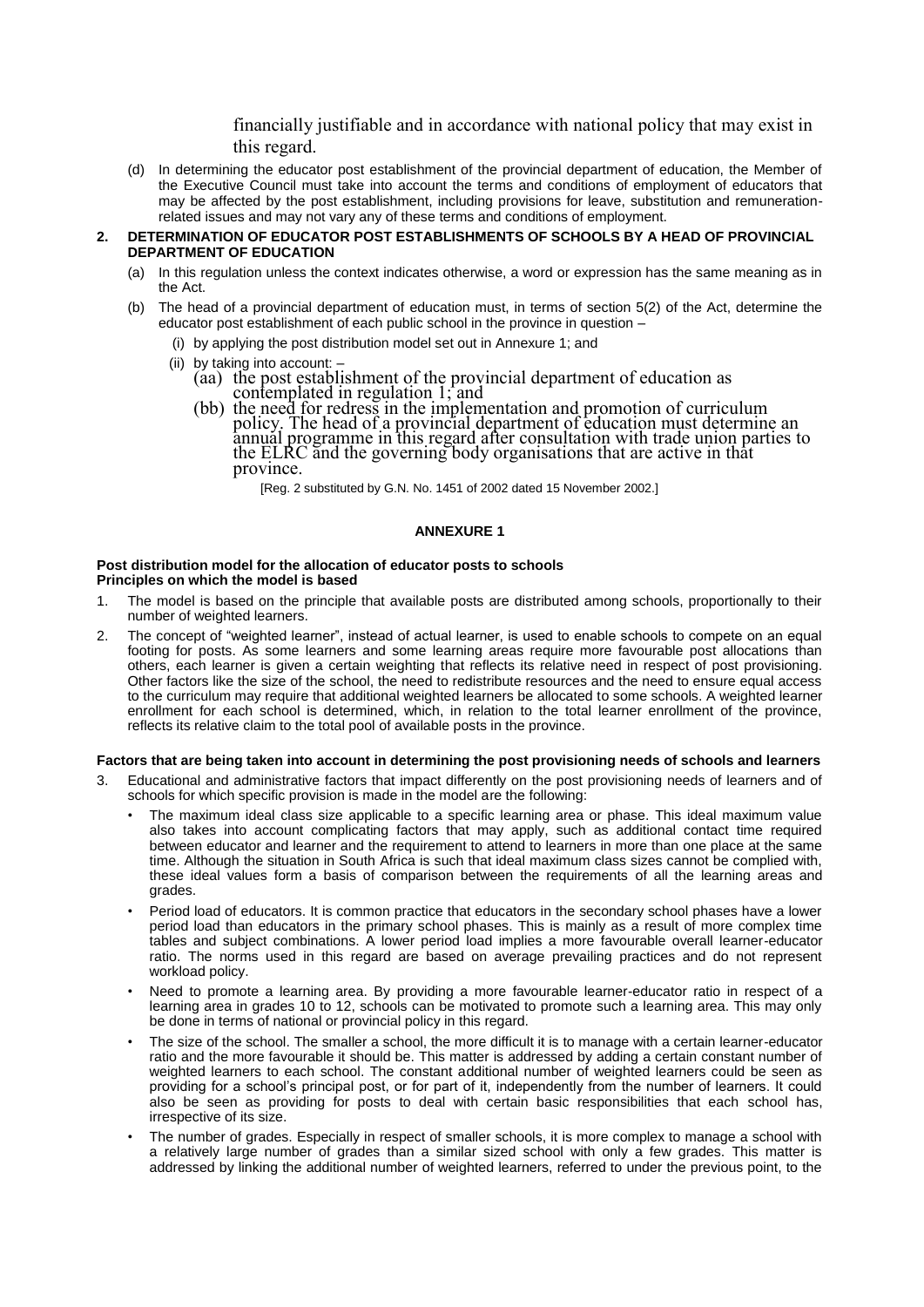financially justifiable and in accordance with national policy that may exist in this regard.

(d) In determining the educator post establishment of the provincial department of education, the Member of the Executive Council must take into account the terms and conditions of employment of educators that may be affected by the post establishment, including provisions for leave, substitution and remuneration-related issues and may not vary any of these terms and conditions of employment.

**2. DETERMINATION OF EDUCATOR POST ESTABLISHMENTS OF SCHOOLS BY A HEAD OF PROVINCIAL DEPARTMENT OF EDUCATION**

(a) In this regulation unless the context indicates otherwise, a word or expression has the same meaning as in the Act.

(b) The head of a provincial department of education must, in terms of section 5(2) of the Act, determine the educator post establishment of each public school in the province in question –

(i) by applying the post distribution model set out in Annexure 1; and

(ii) by taking into account: –

(aa) the post establishment of the provincial department of education as contemplated in regulation 1; and

(bb) the need for redress in the implementation and promotion of curriculum policy. The head of a provincial department of education must determine an annual programme in this regard after consultation with trade union parties to the ELRC and the governing body organisations that are active in that province.

[Reg. 2 substituted by G.N. No. 1451 of 2002 dated 15 November 2002.]

**ANNEXURE 1**

**Post distribution model for the allocation of educator posts to schools**
**Principles on which the model is based**

1. The model is based on the principle that available posts are distributed among schools, proportionally to their number of weighted learners.
2. The concept of "weighted learner", instead of actual learner, is used to enable schools to compete on an equal footing for posts. As some learners and some learning areas require more favourable post allocations than others, each learner is given a certain weighting that reflects its relative need in respect of post provisioning. Other factors like the size of the school, the need to redistribute resources and the need to ensure equal access to the curriculum may require that additional weighted learners be allocated to some schools. A weighted learner enrollment for each school is determined, which, in relation to the total learner enrollment of the province, reflects its relative claim to the total pool of available posts in the province.

**Factors that are being taken into account in determining the post provisioning needs of schools and learners**

3. Educational and administrative factors that impact differently on the post provisioning needs of learners and of schools for which specific provision is made in the model are the following:
   - The maximum ideal class size applicable to a specific learning area or phase. This ideal maximum value also takes into account complicating factors that may apply, such as additional contact time required between educator and learner and the requirement to attend to learners in more than one place at the same time. Although the situation in South Africa is such that ideal maximum class sizes cannot be complied with, these ideal values form a basis of comparison between the requirements of all the learning areas and grades.
   - Period load of educators. It is common practice that educators in the secondary school phases have a lower period load than educators in the primary school phases. This is mainly as a result of more complex time tables and subject combinations. A lower period load implies a more favourable overall learner-educator ratio. The norms used in this regard are based on average prevailing practices and do not represent workload policy.
   - Need to promote a learning area. By providing a more favourable learner-educator ratio in respect of a learning area in grades 10 to 12, schools can be motivated to promote such a learning area. This may only be done in terms of national or provincial policy in this regard.
   - The size of the school. The smaller a school, the more difficult it is to manage with a certain learner-educator ratio and the more favourable it should be. This matter is addressed by adding a certain constant number of weighted learners to each school. The constant additional number of weighted learners could be seen as providing for a school's principal post, or for part of it, independently from the number of learners. It could also be seen as providing for posts to deal with certain basic responsibilities that each school has, irrespective of its size.
   - The number of grades. Especially in respect of smaller schools, it is more complex to manage a school with a relatively large number of grades than a similar sized school with only a few grades. This matter is addressed by linking the additional number of weighted learners, referred to under the previous point, to the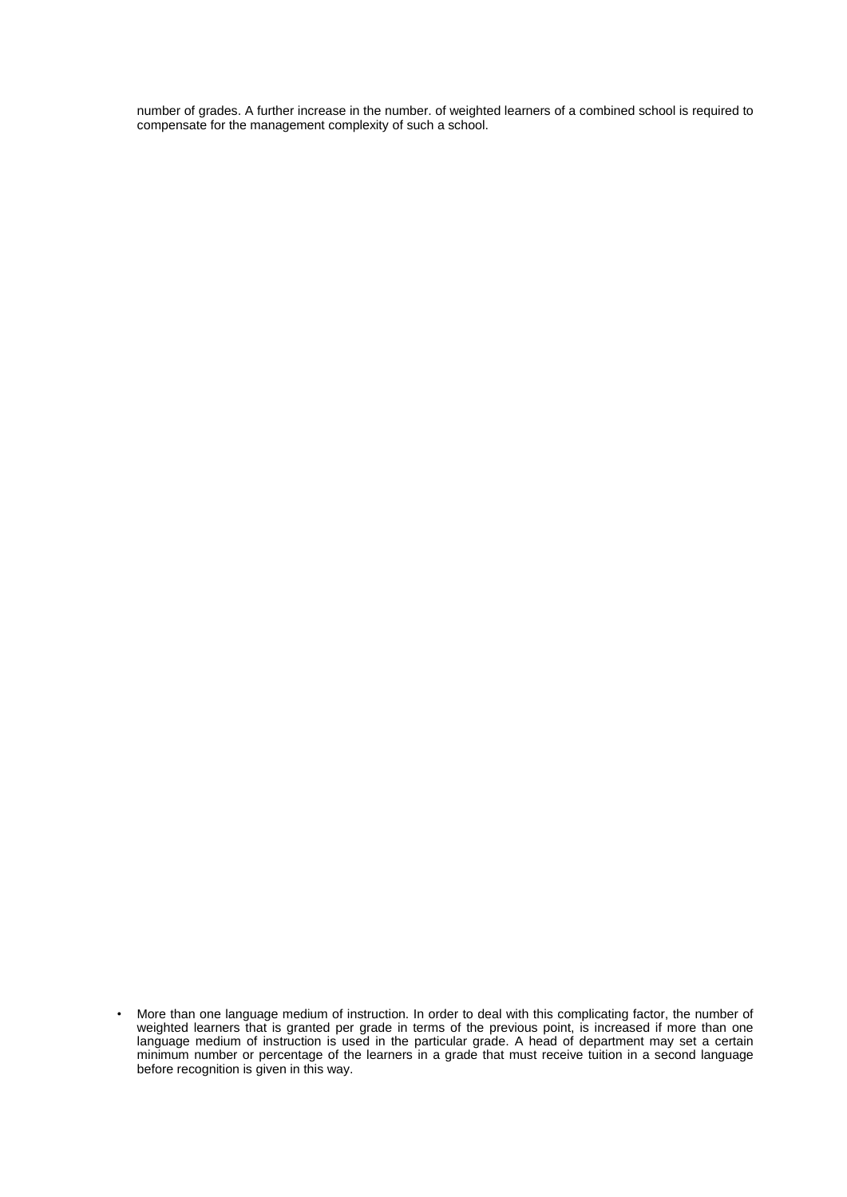number of grades. A further increase in the number. of weighted learners of a combined school is required to compensate for the management complexity of such a school.

- More than one language medium of instruction. In order to deal with this complicating factor, the number of weighted learners that is granted per grade in terms of the previous point, is increased if more than one language medium of instruction is used in the particular grade. A head of department may set a certain minimum number or percentage of the learners in a grade that must receive tuition in a second language before recognition is given in this way.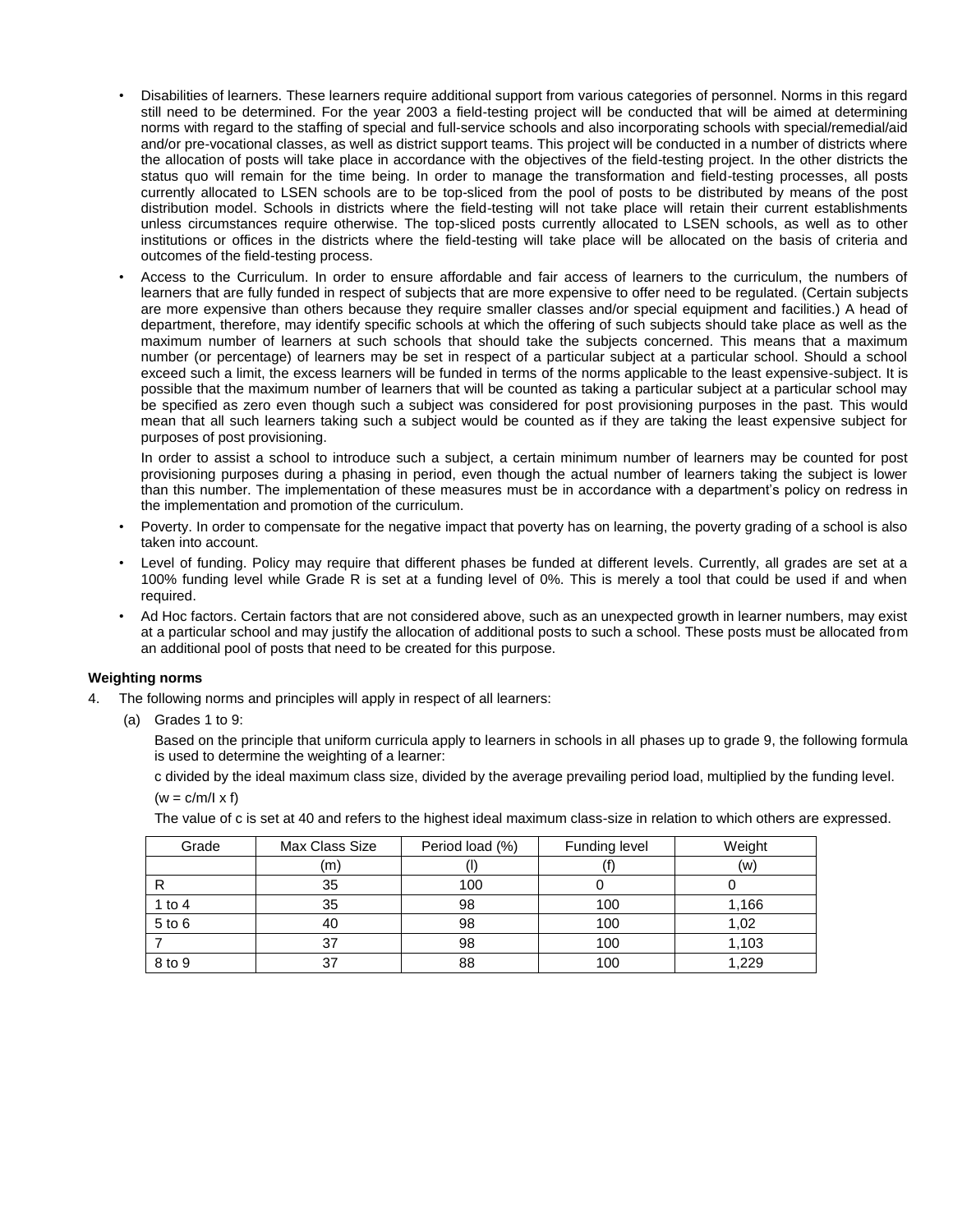- Disabilities of learners. These learners require additional support from various categories of personnel. Norms in this regard still need to be determined. For the year 2003 a field-testing project will be conducted that will be aimed at determining norms with regard to the staffing of special and full-service schools and also incorporating schools with special/remedial/aid and/or pre-vocational classes, as well as district support teams. This project will be conducted in a number of districts where the allocation of posts will take place in accordance with the objectives of the field-testing project. In the other districts the status quo will remain for the time being. In order to manage the transformation and field-testing processes, all posts currently allocated to LSEN schools are to be top-sliced from the pool of posts to be distributed by means of the post distribution model. Schools in districts where the field-testing will not take place will retain their current establishments unless circumstances require otherwise. The top-sliced posts currently allocated to LSEN schools, as well as to other institutions or offices in the districts where the field-testing will take place will be allocated on the basis of criteria and outcomes of the field-testing process.
- Access to the Curriculum. In order to ensure affordable and fair access of learners to the curriculum, the numbers of learners that are fully funded in respect of subjects that are more expensive to offer need to be regulated. (Certain subjects are more expensive than others because they require smaller classes and/or special equipment and facilities.) A head of department, therefore, may identify specific schools at which the offering of such subjects should take place as well as the maximum number of learners at such schools that should take the subjects concerned. This means that a maximum number (or percentage) of learners may be set in respect of a particular subject at a particular school. Should a school exceed such a limit, the excess learners will be funded in terms of the norms applicable to the least expensive-subject. It is possible that the maximum number of learners that will be counted as taking a particular subject at a particular school may be specified as zero even though such a subject was considered for post provisioning purposes in the past. This would mean that all such learners taking such a subject would be counted as if they are taking the least expensive subject for purposes of post provisioning.

  In order to assist a school to introduce such a subject, a certain minimum number of learners may be counted for post provisioning purposes during a phasing in period, even though the actual number of learners taking the subject is lower than this number. The implementation of these measures must be in accordance with a department's policy on redress in the implementation and promotion of the curriculum.
- Poverty. In order to compensate for the negative impact that poverty has on learning, the poverty grading of a school is also taken into account.
- Level of funding. Policy may require that different phases be funded at different levels. Currently, all grades are set at a 100% funding level while Grade R is set at a funding level of 0%. This is merely a tool that could be used if and when required.
- Ad Hoc factors. Certain factors that are not considered above, such as an unexpected growth in learner numbers, may exist at a particular school and may justify the allocation of additional posts to such a school. These posts must be allocated from an additional pool of posts that need to be created for this purpose.

**Weighting norms**

4. The following norms and principles will apply in respect of all learners:

   (a) Grades 1 to 9:

   Based on the principle that uniform curricula apply to learners in schools in all phases up to grade 9, the following formula is used to determine the weighting of a learner:

   c divided by the ideal maximum class size, divided by the average prevailing period load, multiplied by the funding level.

   ($w = c/m/l \times f$)

   The value of c is set at 40 and refers to the highest ideal maximum class-size in relation to which others are expressed.

| Grade | Max Class Size | Period load (%) | Funding level | Weight |
|---|---|---|---|---|
| | (m) | (l) | (f) | (w) |
| R | 35 | 100 | 0 | 0 |
| 1 to 4 | 35 | 98 | 100 | 1,166 |
| 5 to 6 | 40 | 98 | 100 | 1,02 |
| 7 | 37 | 98 | 100 | 1,103 |
| 8 to 9 | 37 | 88 | 100 | 1,229 |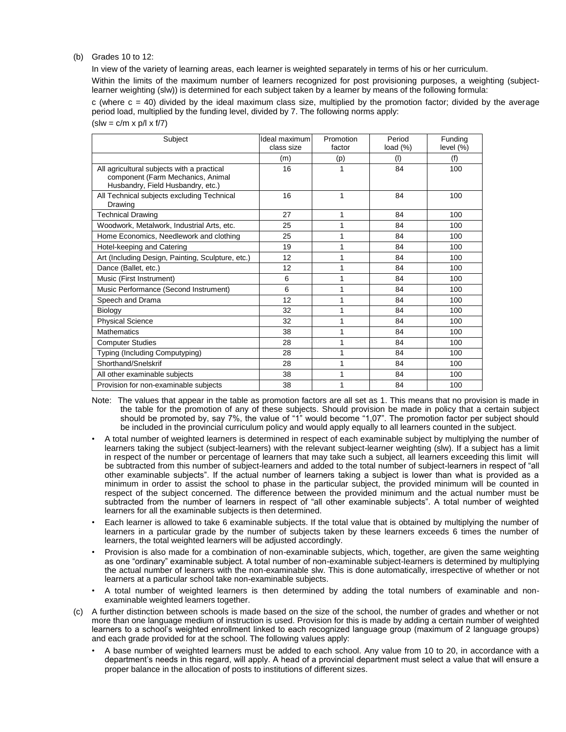(b) Grades 10 to 12:

In view of the variety of learning areas, each learner is weighted separately in terms of his or her curriculum.

Within the limits of the maximum number of learners recognized for post provisioning purposes, a weighting (subject-learner weighting (slw)) is determined for each subject taken by a learner by means of the following formula:

c (where c = 40) divided by the ideal maximum class size, multiplied by the promotion factor; divided by the average period load, multiplied by the funding level, divided by 7. The following norms apply:

($slw = c/m \times p/l \times f/7$)

| Subject | Ideal maximum class size | Promotion factor | Period load (%) | Funding level (%) |
|---|---|---|---|---|
| | (m) | (p) | (l) | (f) |
| All agricultural subjects with a practical component (Farm Mechanics, Animal Husbandry, Field Husbandry, etc.) | 16 | 1 | 84 | 100 |
| All Technical subjects excluding Technical Drawing | 16 | 1 | 84 | 100 |
| Technical Drawing | 27 | 1 | 84 | 100 |
| Woodwork, Metalwork, Industrial Arts, etc. | 25 | 1 | 84 | 100 |
| Home Economics, Needlework and clothing | 25 | 1 | 84 | 100 |
| Hotel-keeping and Catering | 19 | 1 | 84 | 100 |
| Art (Including Design, Painting, Sculpture, etc.) | 12 | 1 | 84 | 100 |
| Dance (Ballet, etc.) | 12 | 1 | 84 | 100 |
| Music (First Instrument) | 6 | 1 | 84 | 100 |
| Music Performance (Second Instrument) | 6 | 1 | 84 | 100 |
| Speech and Drama | 12 | 1 | 84 | 100 |
| Biology | 32 | 1 | 84 | 100 |
| Physical Science | 32 | 1 | 84 | 100 |
| Mathematics | 38 | 1 | 84 | 100 |
| Computer Studies | 28 | 1 | 84 | 100 |
| Typing (Including Computyping) | 28 | 1 | 84 | 100 |
| Shorthand/Snelskrif | 28 | 1 | 84 | 100 |
| All other examinable subjects | 38 | 1 | 84 | 100 |
| Provision for non-examinable subjects | 38 | 1 | 84 | 100 |

Note: The values that appear in the table as promotion factors are all set as 1. This means that no provision is made in the table for the promotion of any of these subjects. Should provision be made in policy that a certain subject should be promoted by, say 7%, the value of "1" would become "1,07". The promotion factor per subject should be included in the provincial curriculum policy and would apply equally to all learners counted in the subject.

- A total number of weighted learners is determined in respect of each examinable subject by multiplying the number of learners taking the subject (subject-learners) with the relevant subject-learner weighting (slw). If a subject has a limit in respect of the number or percentage of learners that may take such a subject, all learners exceeding this limit will be subtracted from this number of subject-learners and added to the total number of subject-learners in respect of "all other examinable subjects". If the actual number of learners taking a subject is lower than what is provided as a minimum in order to assist the school to phase in the particular subject, the provided minimum will be counted in respect of the subject concerned. The difference between the provided minimum and the actual number must be subtracted from the number of learners in respect of "all other examinable subjects". A total number of weighted learners for all the examinable subjects is then determined.
- Each learner is allowed to take 6 examinable subjects. If the total value that is obtained by multiplying the number of learners in a particular grade by the number of subjects taken by these learners exceeds 6 times the number of learners, the total weighted learners will be adjusted accordingly.
- Provision is also made for a combination of non-examinable subjects, which, together, are given the same weighting as one "ordinary" examinable subject. A total number of non-examinable subject-learners is determined by multiplying the actual number of learners with the non-examinable slw. This is done automatically, irrespective of whether or not learners at a particular school take non-examinable subjects.
- A total number of weighted learners is then determined by adding the total numbers of examinable and non-examinable weighted learners together.

(c) A further distinction between schools is made based on the size of the school, the number of grades and whether or not more than one language medium of instruction is used. Provision for this is made by adding a certain number of weighted learners to a school's weighted enrollment linked to each recognized language group (maximum of 2 language groups) and each grade provided for at the school. The following values apply:

- A base number of weighted learners must be added to each school. Any value from 10 to 20, in accordance with a department's needs in this regard, will apply. A head of a provincial department must select a value that will ensure a proper balance in the allocation of posts to institutions of different sizes.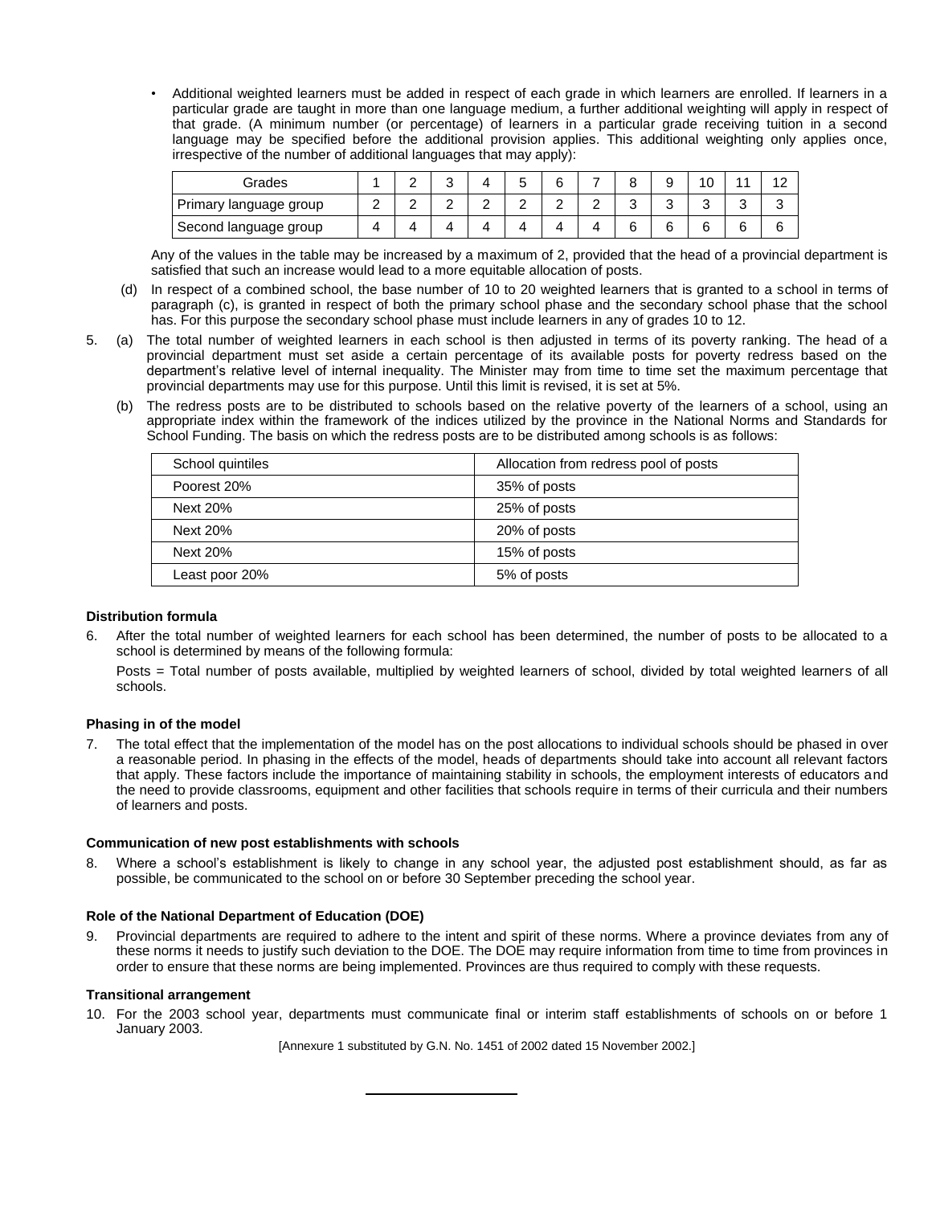- Additional weighted learners must be added in respect of each grade in which learners are enrolled. If learners in a particular grade are taught in more than one language medium, a further additional weighting will apply in respect of that grade. (A minimum number (or percentage) of learners in a particular grade receiving tuition in a second language may be specified before the additional provision applies. This additional weighting only applies once, irrespective of the number of additional languages that may apply):

| Grades | 1 | 2 | 3 | 4 | 5 | 6 | 7 | 8 | 9 | 10 | 11 | 12 |
|---|---|---|---|---|---|---|---|---|---|---|---|---|
| Primary language group | 2 | 2 | 2 | 2 | 2 | 2 | 2 | 3 | 3 | 3 | 3 | 3 |
| Second language group | 4 | 4 | 4 | 4 | 4 | 4 | 4 | 6 | 6 | 6 | 6 | 6 |

Any of the values in the table may be increased by a maximum of 2, provided that the head of a provincial department is satisfied that such an increase would lead to a more equitable allocation of posts.

(d) In respect of a combined school, the base number of 10 to 20 weighted learners that is granted to a school in terms of paragraph (c), is granted in respect of both the primary school phase and the secondary school phase that the school has. For this purpose the secondary school phase must include learners in any of grades 10 to 12.

5. (a) The total number of weighted learners in each school is then adjusted in terms of its poverty ranking. The head of a provincial department must set aside a certain percentage of its available posts for poverty redress based on the department's relative level of internal inequality. The Minister may from time to time set the maximum percentage that provincial departments may use for this purpose. Until this limit is revised, it is set at 5%.

(b) The redress posts are to be distributed to schools based on the relative poverty of the learners of a school, using an appropriate index within the framework of the indices utilized by the province in the National Norms and Standards for School Funding. The basis on which the redress posts are to be distributed among schools is as follows:

| School quintiles | Allocation from redress pool of posts |
|---|---|
| Poorest 20% | 35% of posts |
| Next 20% | 25% of posts |
| Next 20% | 20% of posts |
| Next 20% | 15% of posts |
| Least poor 20% | 5% of posts |

**Distribution formula**

6. After the total number of weighted learners for each school has been determined, the number of posts to be allocated to a school is determined by means of the following formula:

   Posts = Total number of posts available, multiplied by weighted learners of school, divided by total weighted learners of all schools.

**Phasing in of the model**

7. The total effect that the implementation of the model has on the post allocations to individual schools should be phased in over a reasonable period. In phasing in the effects of the model, heads of departments should take into account all relevant factors that apply. These factors include the importance of maintaining stability in schools, the employment interests of educators and the need to provide classrooms, equipment and other facilities that schools require in terms of their curricula and their numbers of learners and posts.

**Communication of new post establishments with schools**

8. Where a school's establishment is likely to change in any school year, the adjusted post establishment should, as far as possible, be communicated to the school on or before 30 September preceding the school year.

**Role of the National Department of Education (DOE)**

9. Provincial departments are required to adhere to the intent and spirit of these norms. Where a province deviates from any of these norms it needs to justify such deviation to the DOE. The DOE may require information from time to time from provinces in order to ensure that these norms are being implemented. Provinces are thus required to comply with these requests.

**Transitional arrangement**

10. For the 2003 school year, departments must communicate final or interim staff establishments of schools on or before 1 January 2003.

[Annexure 1 substituted by G.N. No. 1451 of 2002 dated 15 November 2002.]